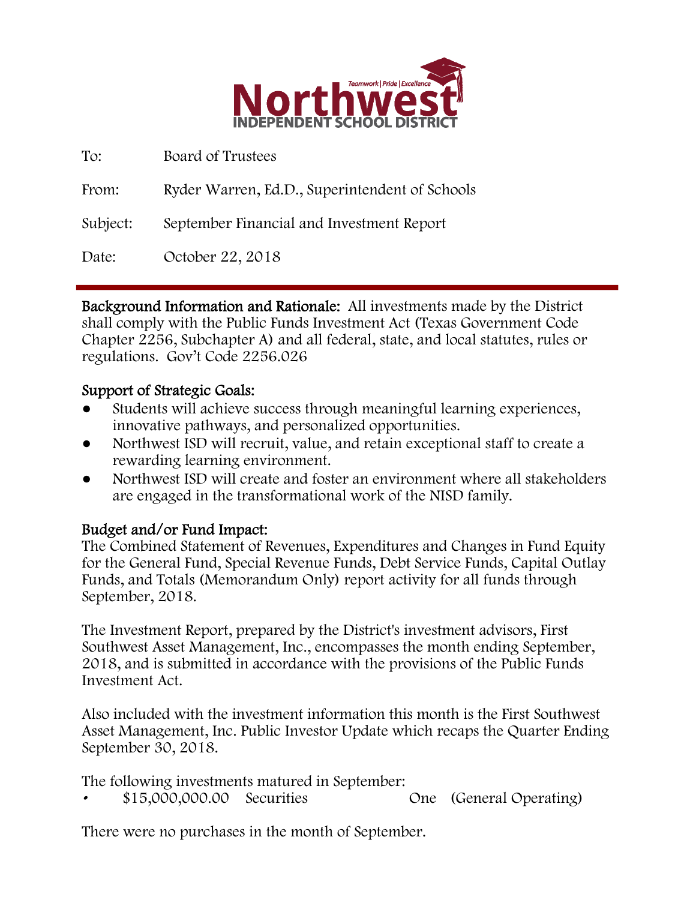**Northwest**
Teamwork | Pride | Excellence
INDEPENDENT SCHOOL DISTRICT

| | |
|---|---|
| To: | Board of Trustees |
| From: | Ryder Warren, Ed.D., Superintendent of Schools |
| Subject: | September Financial and Investment Report |
| Date: | October 22, 2018 |

---

**Background Information and Rationale:** All investments made by the District shall comply with the Public Funds Investment Act (Texas Government Code Chapter 2256, Subchapter A) and all federal, state, and local statutes, rules or regulations. Gov't Code 2256.026

**Support of Strategic Goals:**

- Students will achieve success through meaningful learning experiences, innovative pathways, and personalized opportunities.
- Northwest ISD will recruit, value, and retain exceptional staff to create a rewarding learning environment.
- Northwest ISD will create and foster an environment where all stakeholders are engaged in the transformational work of the NISD family.

**Budget and/or Fund Impact:**
The Combined Statement of Revenues, Expenditures and Changes in Fund Equity for the General Fund, Special Revenue Funds, Debt Service Funds, Capital Outlay Funds, and Totals (Memorandum Only) report activity for all funds through September, 2018.

The Investment Report, prepared by the District's investment advisors, First Southwest Asset Management, Inc., encompasses the month ending September, 2018, and is submitted in accordance with the provisions of the Public Funds Investment Act.

Also included with the investment information this month is the First Southwest Asset Management, Inc. Public Investor Update which recaps the Quarter Ending September 30, 2018.

The following investments matured in September:

- $15,000,000.00 Securities One (General Operating)

There were no purchases in the month of September.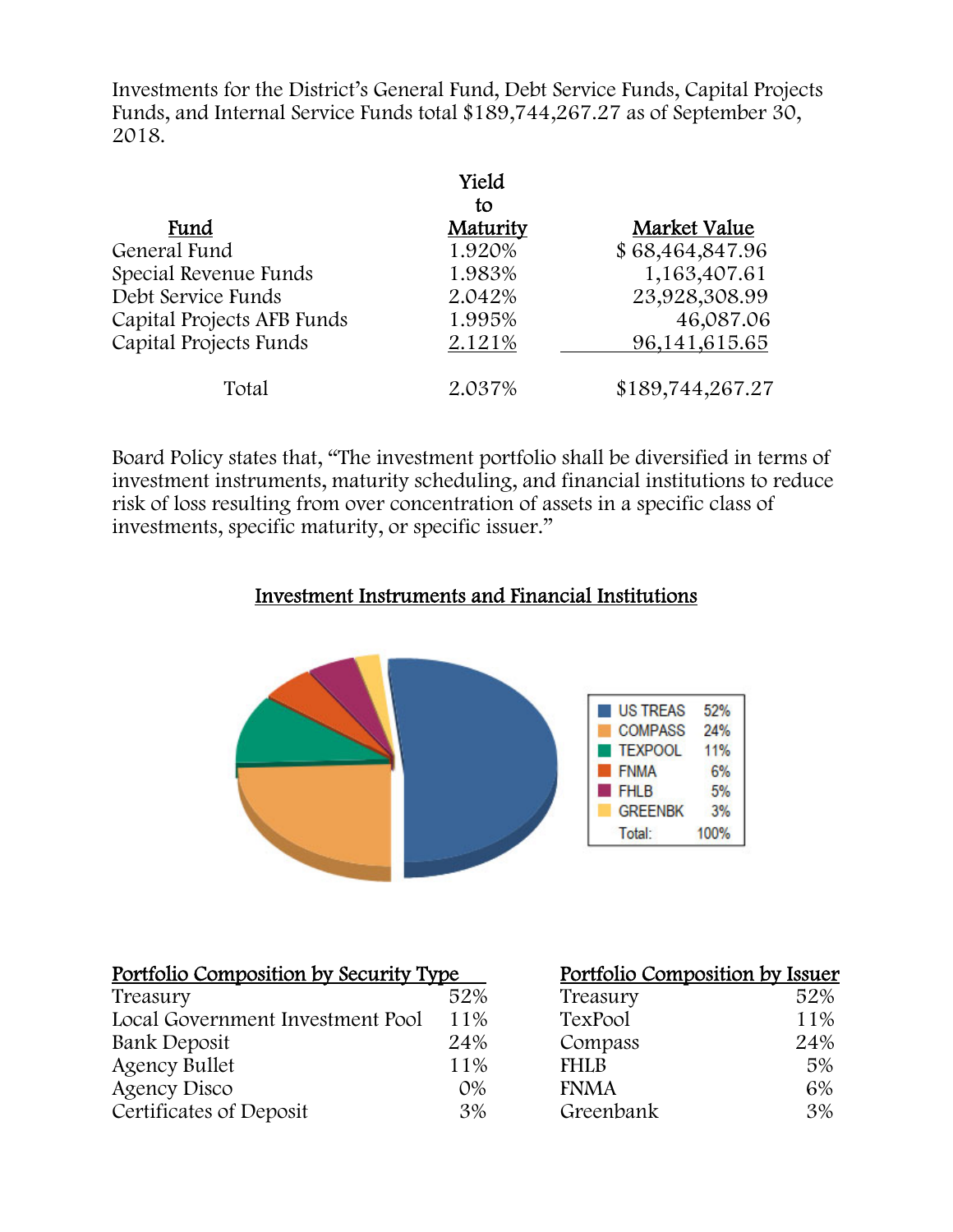Investments for the District's General Fund, Debt Service Funds, Capital Projects Funds, and Internal Service Funds total $189,744,267.27 as of September 30, 2018.

| Fund | Yield to Maturity | Market Value |
|---|---|---|
| General Fund | 1.920% | $ 68,464,847.96 |
| Special Revenue Funds | 1.983% | 1,163,407.61 |
| Debt Service Funds | 2.042% | 23,928,308.99 |
| Capital Projects AFB Funds | 1.995% | 46,087.06 |
| Capital Projects Funds | 2.121% | 96,141,615.65 |
| Total | 2.037% | $189,744,267.27 |

Board Policy states that, "The investment portfolio shall be diversified in terms of investment instruments, maturity scheduling, and financial institutions to reduce risk of loss resulting from over concentration of assets in a specific class of investments, specific maturity, or specific issuer."

## Investment Instruments and Financial Institutions

| | |
|---|---|
| US TREAS | 52% |
| COMPASS | 24% |
| TEXPOOL | 11% |
| FNMA | 6% |
| FHLB | 5% |
| GREENBK | 3% |
| Total: | 100% |

| Portfolio Composition by Security Type | |
|---|---|
| Treasury | 52% |
| Local Government Investment Pool | 11% |
| Bank Deposit | 24% |
| Agency Bullet | 11% |
| Agency Disco | 0% |
| Certificates of Deposit | 3% |

| Portfolio Composition by Issuer | |
|---|---|
| Treasury | 52% |
| TexPool | 11% |
| Compass | 24% |
| FHLB | 5% |
| FNMA | 6% |
| Greenbank | 3% |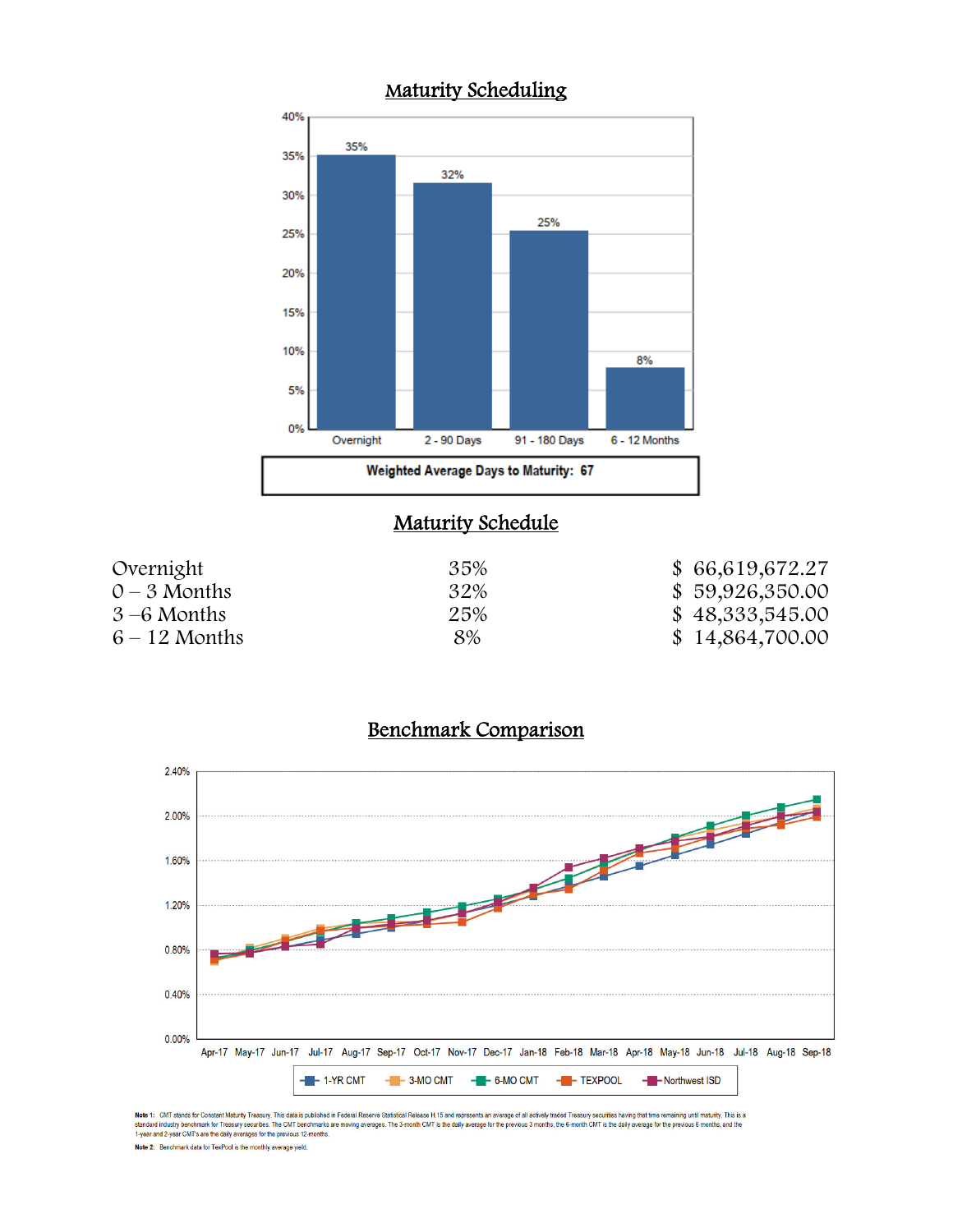## Maturity Scheduling

Weighted Average Days to Maturity: 67

## Maturity Schedule

| | | |
|---|---|---|
| Overnight | 35% | $ 66,619,672.27 |
| 0 – 3 Months | 32% | $ 59,926,350.00 |
| 3 –6 Months | 25% | $ 48,333,545.00 |
| 6 – 12 Months | 8% | $ 14,864,700.00 |

## Benchmark Comparison

**Note 1:** CMT stands for Constant Maturity Treasury. This data is published in Federal Reserve Statistical Release H.15 and represents an average of all actively traded Treasury securities having that time remaining until maturity. This is a standard industry benchmark for Treasury securities. The CMT benchmarks are moving averages. The 3-month CMT is the daily average for the previous 3 months, the 6-month CMT is the daily average for the previous 6 months, and the 1-year and 2-year CMT's are the daily averages for the previous 12-months.

**Note 2:** Benchmark data for TexPool is the monthly average yield.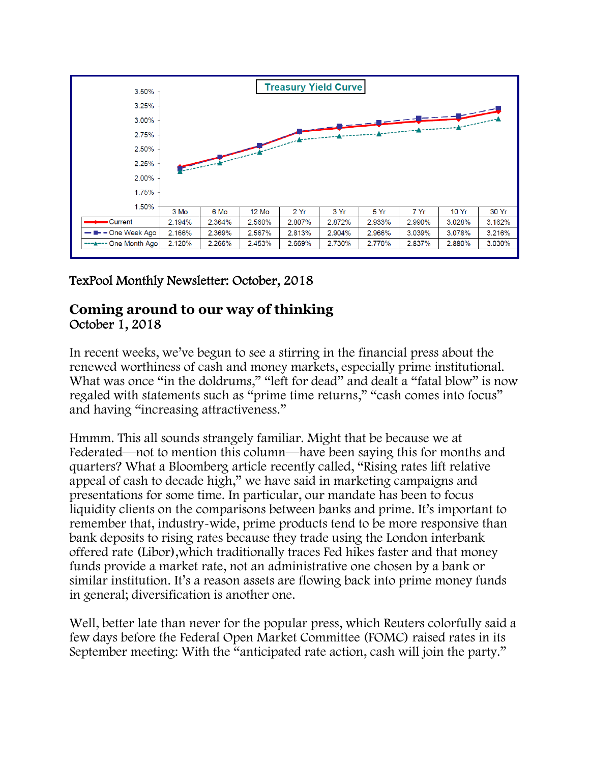**Treasury Yield Curve**

| | 3 Mo | 6 Mo | 12 Mo | 2 Yr | 3 Yr | 5 Yr | 7 Yr | 10 Yr | 30 Yr |
|---|---|---|---|---|---|---|---|---|---|
| Current | 2.194% | 2.364% | 2.560% | 2.807% | 2.872% | 2.933% | 2.990% | 3.028% | 3.162% |
| One Week Ago | 2.166% | 2.369% | 2.567% | 2.813% | 2.904% | 2.966% | 3.039% | 3.078% | 3.216% |
| One Month Ago | 2.120% | 2.266% | 2.453% | 2.669% | 2.730% | 2.770% | 2.837% | 2.880% | 3.030% |

TexPool Monthly Newsletter: October, 2018

## Coming around to our way of thinking

October 1, 2018

In recent weeks, we've begun to see a stirring in the financial press about the renewed worthiness of cash and money markets, especially prime institutional. What was once "in the doldrums," "left for dead" and dealt a "fatal blow" is now regaled with statements such as "prime time returns," "cash comes into focus" and having "increasing attractiveness."

Hmmm. This all sounds strangely familiar. Might that be because we at Federated—not to mention this column—have been saying this for months and quarters? What a Bloomberg article recently called, "Rising rates lift relative appeal of cash to decade high," we have said in marketing campaigns and presentations for some time. In particular, our mandate has been to focus liquidity clients on the comparisons between banks and prime. It's important to remember that, industry-wide, prime products tend to be more responsive than bank deposits to rising rates because they trade using the London interbank offered rate (Libor),which traditionally traces Fed hikes faster and that money funds provide a market rate, not an administrative one chosen by a bank or similar institution. It's a reason assets are flowing back into prime money funds in general; diversification is another one.

Well, better late than never for the popular press, which Reuters colorfully said a few days before the Federal Open Market Committee (FOMC) raised rates in its September meeting: With the "anticipated rate action, cash will join the party."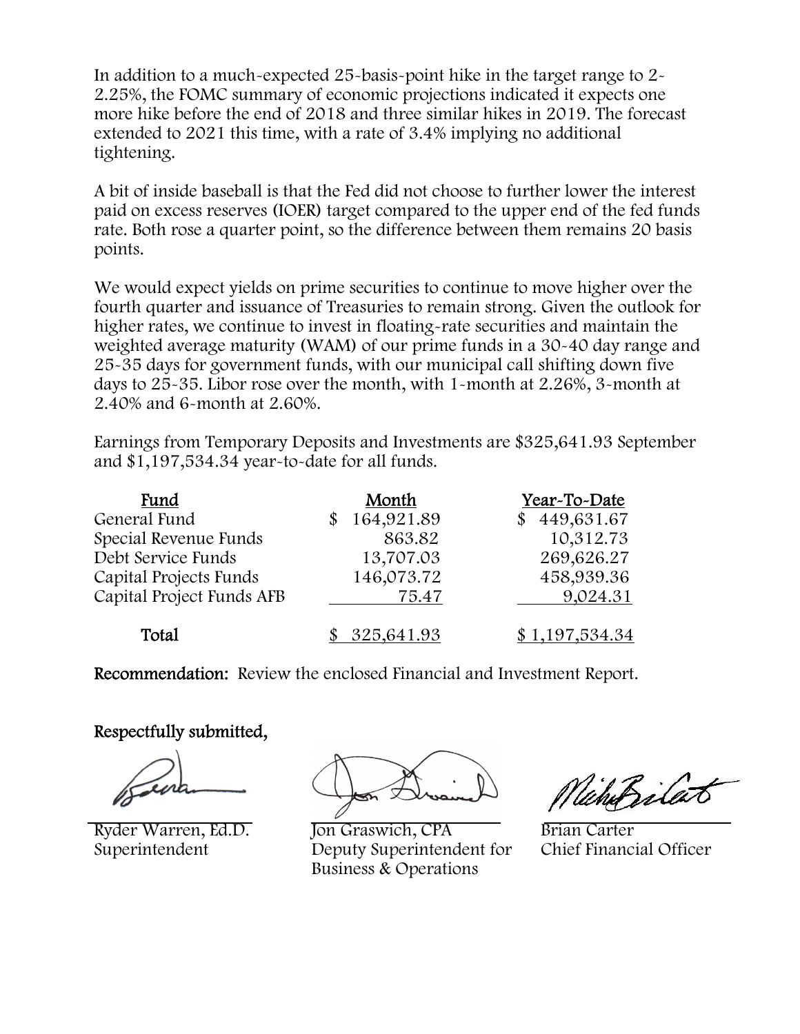In addition to a much-expected 25-basis-point hike in the target range to 2-2.25%, the FOMC summary of economic projections indicated it expects one more hike before the end of 2018 and three similar hikes in 2019. The forecast extended to 2021 this time, with a rate of 3.4% implying no additional tightening.

A bit of inside baseball is that the Fed did not choose to further lower the interest paid on excess reserves (IOER) target compared to the upper end of the fed funds rate. Both rose a quarter point, so the difference between them remains 20 basis points.

We would expect yields on prime securities to continue to move higher over the fourth quarter and issuance of Treasuries to remain strong. Given the outlook for higher rates, we continue to invest in floating-rate securities and maintain the weighted average maturity (WAM) of our prime funds in a 30-40 day range and 25-35 days for government funds, with our municipal call shifting down five days to 25-35. Libor rose over the month, with 1-month at 2.26%, 3-month at 2.40% and 6-month at 2.60%.

Earnings from Temporary Deposits and Investments are $325,641.93 September and $1,197,534.34 year-to-date for all funds.

| Fund | Month | Year-To-Date |
|---|---|---|
| General Fund | $ 164,921.89 | $ 449,631.67 |
| Special Revenue Funds | 863.82 | 10,312.73 |
| Debt Service Funds | 13,707.03 | 269,626.27 |
| Capital Projects Funds | 146,073.72 | 458,939.36 |
| Capital Project Funds AFB | 75.47 | 9,024.31 |
| **Total** | $ 325,641.93 | $ 1,197,534.34 |

**Recommendation:** Review the enclosed Financial and Investment Report.

**Respectfully submitted,**

Ryder Warren, Ed.D.
Superintendent

Jon Graswich, CPA
Deputy Superintendent for Business & Operations

Brian Carter
Chief Financial Officer